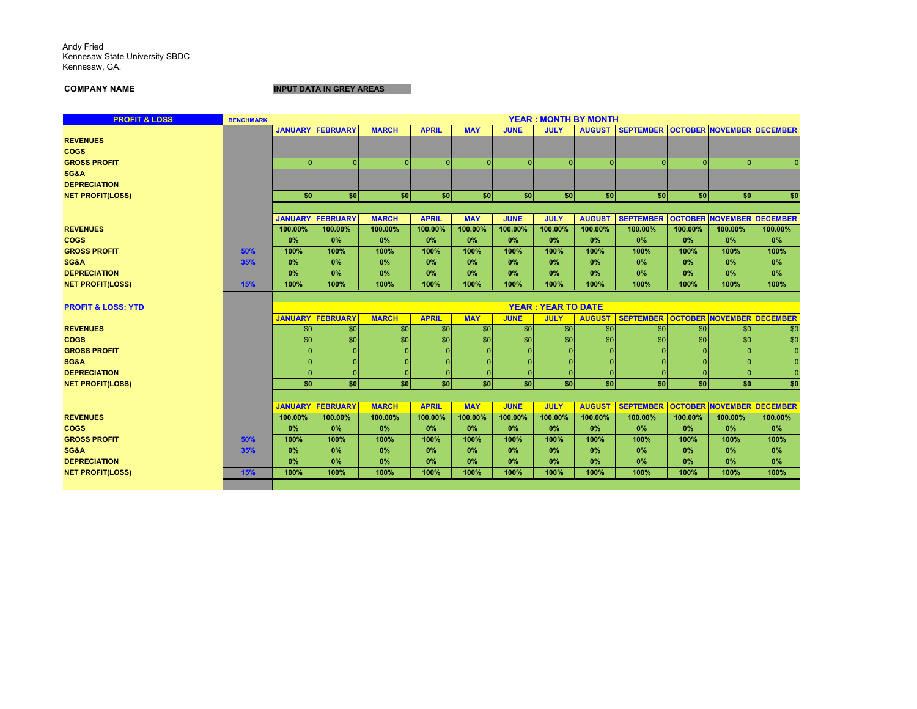Andy Fried
Kennesaw State University SBDC
Kennesaw, GA.

**COMPANY NAME** | **INPUT DATA IN GREY AREAS**

| PROFIT & LOSS | BENCHMARK | YEAR : MONTH BY MONTH | | | | | | | | | | | |
|---|---|---|---|---|---|---|---|---|---|---|---|---|---|
| | | JANUARY | FEBRUARY | MARCH | APRIL | MAY | JUNE | JULY | AUGUST | SEPTEMBER | OCTOBER | NOVEMBER | DECEMBER |
| REVENUES | | | | | | | | | | | | | |
| COGS | | | | | | | | | | | | | |
| GROSS PROFIT | | 0 | 0 | 0 | 0 | 0 | 0 | 0 | 0 | 0 | 0 | 0 | 0 |
| SG&A | | | | | | | | | | | | | |
| DEPRECIATION | | | | | | | | | | | | | |
| NET PROFIT(LOSS) | | $0 | $0 | $0 | $0 | $0 | $0 | $0 | $0 | $0 | $0 | $0 | $0 |
| | | JANUARY | FEBRUARY | MARCH | APRIL | MAY | JUNE | JULY | AUGUST | SEPTEMBER | OCTOBER | NOVEMBER | DECEMBER |
| REVENUES | | 100.00% | 100.00% | 100.00% | 100.00% | 100.00% | 100.00% | 100.00% | 100.00% | 100.00% | 100.00% | 100.00% | 100.00% |
| COGS | | 0% | 0% | 0% | 0% | 0% | 0% | 0% | 0% | 0% | 0% | 0% | 0% |
| GROSS PROFIT | 50% | 100% | 100% | 100% | 100% | 100% | 100% | 100% | 100% | 100% | 100% | 100% | 100% |
| SG&A | 35% | 0% | 0% | 0% | 0% | 0% | 0% | 0% | 0% | 0% | 0% | 0% | 0% |
| DEPRECIATION | | 0% | 0% | 0% | 0% | 0% | 0% | 0% | 0% | 0% | 0% | 0% | 0% |
| NET PROFIT(LOSS) | 15% | 100% | 100% | 100% | 100% | 100% | 100% | 100% | 100% | 100% | 100% | 100% | 100% |

| PROFIT & LOSS: YTD | | YEAR : YEAR TO DATE | | | | | | | | | | | |
|---|---|---|---|---|---|---|---|---|---|---|---|---|---|
| | | JANUARY | FEBRUARY | MARCH | APRIL | MAY | JUNE | JULY | AUGUST | SEPTEMBER | OCTOBER | NOVEMBER | DECEMBER |
| REVENUES | | $0 | $0 | $0 | $0 | $0 | $0 | $0 | $0 | $0 | $0 | $0 | $0 |
| COGS | | $0 | $0 | $0 | $0 | $0 | $0 | $0 | $0 | $0 | $0 | $0 | $0 |
| GROSS PROFIT | | 0 | 0 | 0 | 0 | 0 | 0 | 0 | 0 | 0 | 0 | 0 | 0 |
| SG&A | | 0 | 0 | 0 | 0 | 0 | 0 | 0 | 0 | 0 | 0 | 0 | 0 |
| DEPRECIATION | | 0 | 0 | 0 | 0 | 0 | 0 | 0 | 0 | 0 | 0 | 0 | 0 |
| NET PROFIT(LOSS) | | $0 | $0 | $0 | $0 | $0 | $0 | $0 | $0 | $0 | $0 | $0 | $0 |
| | | JANUARY | FEBRUARY | MARCH | APRIL | MAY | JUNE | JULY | AUGUST | SEPTEMBER | OCTOBER | NOVEMBER | DECEMBER |
| REVENUES | | 100.00% | 100.00% | 100.00% | 100.00% | 100.00% | 100.00% | 100.00% | 100.00% | 100.00% | 100.00% | 100.00% | 100.00% |
| COGS | | 0% | 0% | 0% | 0% | 0% | 0% | 0% | 0% | 0% | 0% | 0% | 0% |
| GROSS PROFIT | 50% | 100% | 100% | 100% | 100% | 100% | 100% | 100% | 100% | 100% | 100% | 100% | 100% |
| SG&A | 35% | 0% | 0% | 0% | 0% | 0% | 0% | 0% | 0% | 0% | 0% | 0% | 0% |
| DEPRECIATION | | 0% | 0% | 0% | 0% | 0% | 0% | 0% | 0% | 0% | 0% | 0% | 0% |
| NET PROFIT(LOSS) | 15% | 100% | 100% | 100% | 100% | 100% | 100% | 100% | 100% | 100% | 100% | 100% | 100% |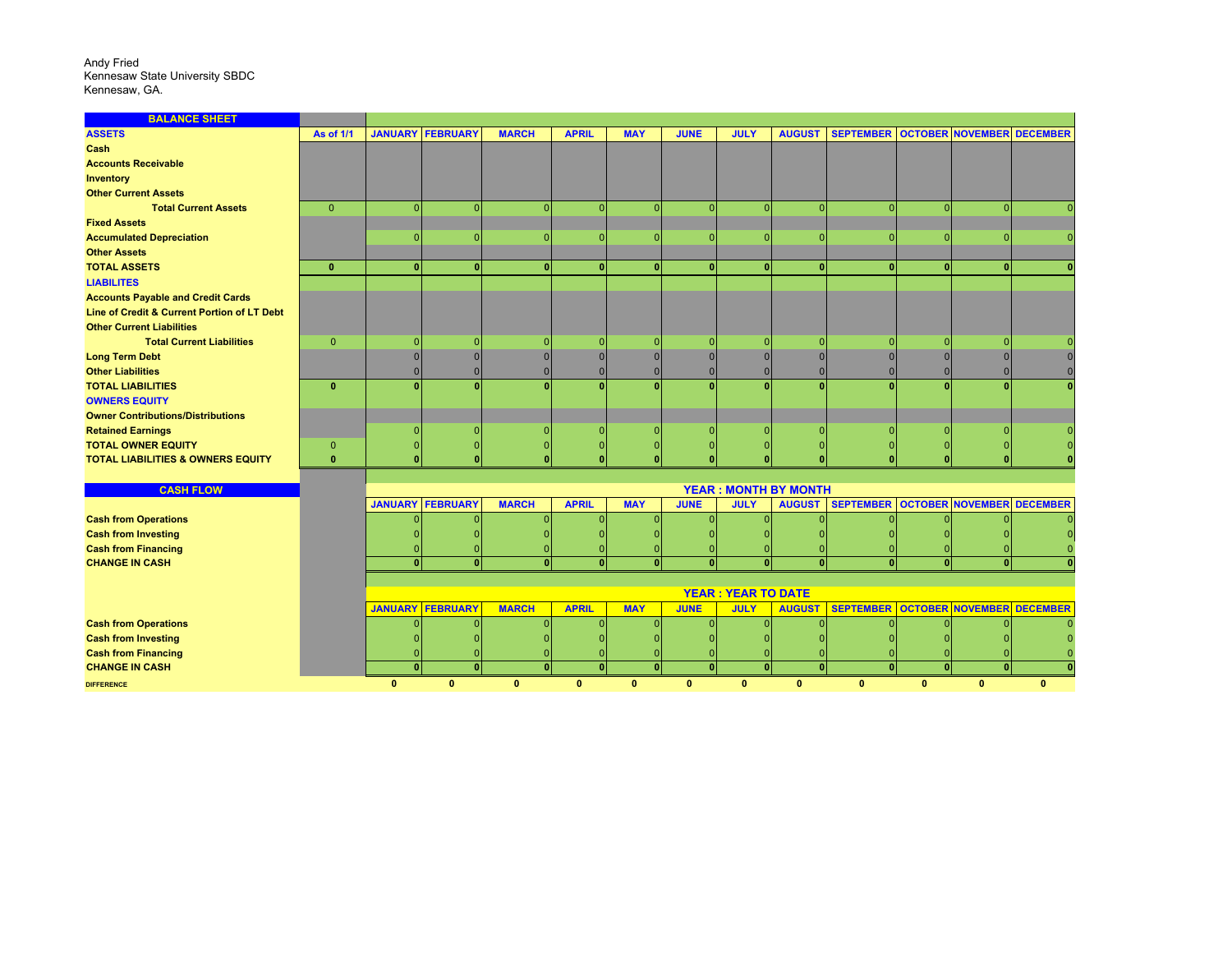Andy Fried
Kennesaw State University SBDC
Kennesaw, GA.

| BALANCE SHEET | | | | | | | | | | | | | |
|---|---|---|---|---|---|---|---|---|---|---|---|---|---|
| ASSETS | As of 1/1 | JANUARY | FEBRUARY | MARCH | APRIL | MAY | JUNE | JULY | AUGUST | SEPTEMBER | OCTOBER | NOVEMBER | DECEMBER |
| Cash | | | | | | | | | | | | | |
| Accounts Receivable | | | | | | | | | | | | | |
| Inventory | | | | | | | | | | | | | |
| Other Current Assets | | | | | | | | | | | | | |
| Total Current Assets | 0 | 0 | 0 | 0 | 0 | 0 | 0 | 0 | 0 | 0 | 0 | 0 | 0 |
| Fixed Assets | | | | | | | | | | | | | |
| Accumulated Depreciation | | 0 | 0 | 0 | 0 | 0 | 0 | 0 | 0 | 0 | 0 | 0 | 0 |
| Other Assets | | | | | | | | | | | | | |
| **TOTAL ASSETS** | **0** | **0** | **0** | **0** | **0** | **0** | **0** | **0** | **0** | **0** | **0** | **0** | **0** |
| LIABILITES | | | | | | | | | | | | | |
| Accounts Payable and Credit Cards | | | | | | | | | | | | | |
| Line of Credit & Current Portion of LT Debt | | | | | | | | | | | | | |
| Other Current Liabilities | | | | | | | | | | | | | |
| Total Current Liabilities | 0 | 0 | 0 | 0 | 0 | 0 | 0 | 0 | 0 | 0 | 0 | 0 | 0 |
| Long Term Debt | | 0 | 0 | 0 | 0 | 0 | 0 | 0 | 0 | 0 | 0 | 0 | 0 |
| Other Liabilities | | 0 | 0 | 0 | 0 | 0 | 0 | 0 | 0 | 0 | 0 | 0 | 0 |
| **TOTAL LIABILITIES** | **0** | **0** | **0** | **0** | **0** | **0** | **0** | **0** | **0** | **0** | **0** | **0** | **0** |
| OWNERS EQUITY | | | | | | | | | | | | | |
| Owner Contributions/Distributions | | | | | | | | | | | | | |
| Retained Earnings | | 0 | 0 | 0 | 0 | 0 | 0 | 0 | 0 | 0 | 0 | 0 | 0 |
| TOTAL OWNER EQUITY | 0 | 0 | 0 | 0 | 0 | 0 | 0 | 0 | 0 | 0 | 0 | 0 | 0 |
| **TOTAL LIABILITIES & OWNERS EQUITY** | **0** | **0** | **0** | **0** | **0** | **0** | **0** | **0** | **0** | **0** | **0** | **0** | **0** |

| CASH FLOW | YEAR : MONTH BY MONTH | | | | | | | | | | | |
|---|---|---|---|---|---|---|---|---|---|---|---|---|
| | JANUARY | FEBRUARY | MARCH | APRIL | MAY | JUNE | JULY | AUGUST | SEPTEMBER | OCTOBER | NOVEMBER | DECEMBER |
| Cash from Operations | 0 | 0 | 0 | 0 | 0 | 0 | 0 | 0 | 0 | 0 | 0 | 0 |
| Cash from Investing | 0 | 0 | 0 | 0 | 0 | 0 | 0 | 0 | 0 | 0 | 0 | 0 |
| Cash from Financing | 0 | 0 | 0 | 0 | 0 | 0 | 0 | 0 | 0 | 0 | 0 | 0 |
| **CHANGE IN CASH** | **0** | **0** | **0** | **0** | **0** | **0** | **0** | **0** | **0** | **0** | **0** | **0** |

| | YEAR : YEAR TO DATE | | | | | | | | | | | |
|---|---|---|---|---|---|---|---|---|---|---|---|---|
| | JANUARY | FEBRUARY | MARCH | APRIL | MAY | JUNE | JULY | AUGUST | SEPTEMBER | OCTOBER | NOVEMBER | DECEMBER |
| Cash from Operations | 0 | 0 | 0 | 0 | 0 | 0 | 0 | 0 | 0 | 0 | 0 | 0 |
| Cash from Investing | 0 | 0 | 0 | 0 | 0 | 0 | 0 | 0 | 0 | 0 | 0 | 0 |
| Cash from Financing | 0 | 0 | 0 | 0 | 0 | 0 | 0 | 0 | 0 | 0 | 0 | 0 |
| **CHANGE IN CASH** | **0** | **0** | **0** | **0** | **0** | **0** | **0** | **0** | **0** | **0** | **0** | **0** |
| DIFFERENCE | 0 | 0 | 0 | 0 | 0 | 0 | 0 | 0 | 0 | 0 | 0 | 0 |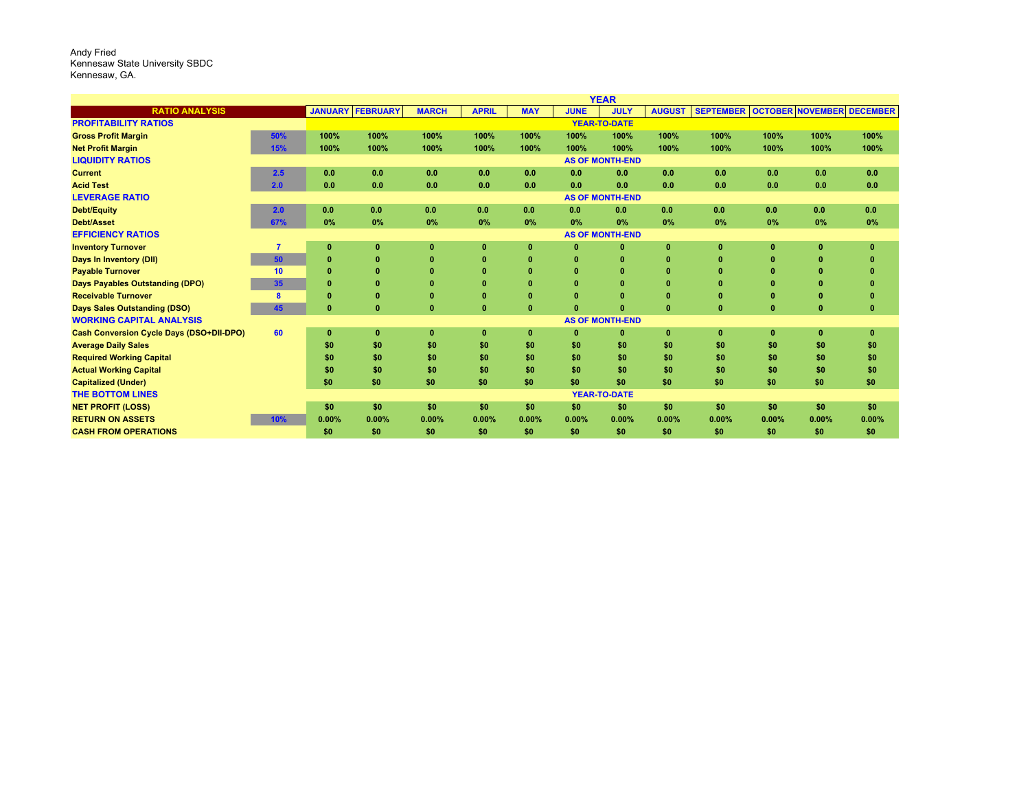Andy Fried
Kennesaw State University SBDC
Kennesaw, GA.

| RATIO ANALYSIS | | JANUARY | FEBRUARY | MARCH | APRIL | MAY | JUNE | JULY | AUGUST | SEPTEMBER | OCTOBER | NOVEMBER | DECEMBER |
|---|---|---|---|---|---|---|---|---|---|---|---|---|---|
| | | | | | | | YEAR | | | | | | |
| **PROFITABILITY RATIOS** | | | | | | | YEAR-TO-DATE | | | | | | |
| Gross Profit Margin | 50% | 100% | 100% | 100% | 100% | 100% | 100% | 100% | 100% | 100% | 100% | 100% | 100% |
| Net Profit Margin | 15% | 100% | 100% | 100% | 100% | 100% | 100% | 100% | 100% | 100% | 100% | 100% | 100% |
| **LIQUIDITY RATIOS** | | | | | | | AS OF MONTH-END | | | | | | |
| Current | 2.5 | 0.0 | 0.0 | 0.0 | 0.0 | 0.0 | 0.0 | 0.0 | 0.0 | 0.0 | 0.0 | 0.0 | 0.0 |
| Acid Test | 2.0 | 0.0 | 0.0 | 0.0 | 0.0 | 0.0 | 0.0 | 0.0 | 0.0 | 0.0 | 0.0 | 0.0 | 0.0 |
| **LEVERAGE RATIO** | | | | | | | AS OF MONTH-END | | | | | | |
| Debt/Equity | 2.0 | 0.0 | 0.0 | 0.0 | 0.0 | 0.0 | 0.0 | 0.0 | 0.0 | 0.0 | 0.0 | 0.0 | 0.0 |
| Debt/Asset | 67% | 0% | 0% | 0% | 0% | 0% | 0% | 0% | 0% | 0% | 0% | 0% | 0% |
| **EFFICIENCY RATIOS** | | | | | | | AS OF MONTH-END | | | | | | |
| Inventory Turnover | 7 | 0 | 0 | 0 | 0 | 0 | 0 | 0 | 0 | 0 | 0 | 0 | 0 |
| Days In Inventory (DII) | 50 | 0 | 0 | 0 | 0 | 0 | 0 | 0 | 0 | 0 | 0 | 0 | 0 |
| Payable Turnover | 10 | 0 | 0 | 0 | 0 | 0 | 0 | 0 | 0 | 0 | 0 | 0 | 0 |
| Days Payables Outstanding (DPO) | 35 | 0 | 0 | 0 | 0 | 0 | 0 | 0 | 0 | 0 | 0 | 0 | 0 |
| Receivable Turnover | 8 | 0 | 0 | 0 | 0 | 0 | 0 | 0 | 0 | 0 | 0 | 0 | 0 |
| Days Sales Outstanding (DSO) | 45 | 0 | 0 | 0 | 0 | 0 | 0 | 0 | 0 | 0 | 0 | 0 | 0 |
| **WORKING CAPITAL ANALYSIS** | | | | | | | AS OF MONTH-END | | | | | | |
| Cash Conversion Cycle Days (DSO+DII-DPO) | 60 | 0 | 0 | 0 | 0 | 0 | 0 | 0 | 0 | 0 | 0 | 0 | 0 |
| Average Daily Sales | | $0 | $0 | $0 | $0 | $0 | $0 | $0 | $0 | $0 | $0 | $0 | $0 |
| Required Working Capital | | $0 | $0 | $0 | $0 | $0 | $0 | $0 | $0 | $0 | $0 | $0 | $0 |
| Actual Working Capital | | $0 | $0 | $0 | $0 | $0 | $0 | $0 | $0 | $0 | $0 | $0 | $0 |
| Capitalized (Under) | | $0 | $0 | $0 | $0 | $0 | $0 | $0 | $0 | $0 | $0 | $0 | $0 |
| **THE BOTTOM LINES** | | | | | | | YEAR-TO-DATE | | | | | | |
| NET PROFIT (LOSS) | | $0 | $0 | $0 | $0 | $0 | $0 | $0 | $0 | $0 | $0 | $0 | $0 |
| RETURN ON ASSETS | 10% | 0.00% | 0.00% | 0.00% | 0.00% | 0.00% | 0.00% | 0.00% | 0.00% | 0.00% | 0.00% | 0.00% | 0.00% |
| CASH FROM OPERATIONS | | $0 | $0 | $0 | $0 | $0 | $0 | $0 | $0 | $0 | $0 | $0 | $0 |